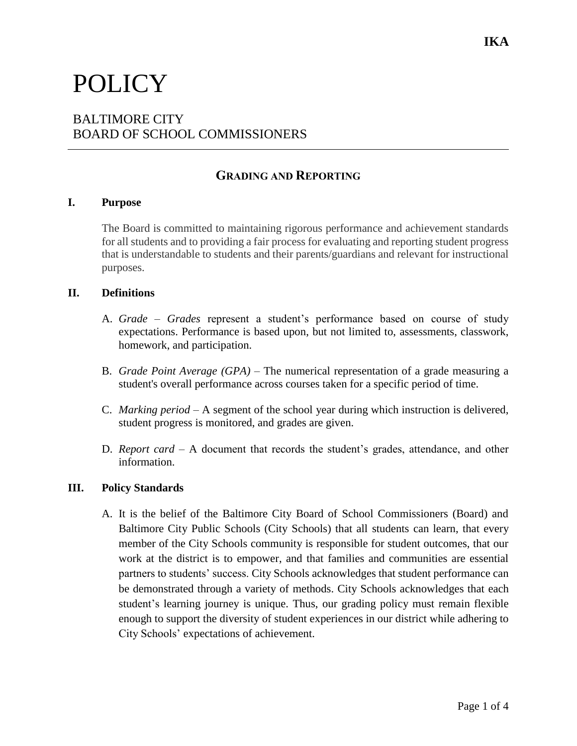**IKA**

# POLICY

BALTIMORE CITY
BOARD OF SCHOOL COMMISSIONERS

## GRADING AND REPORTING

### I. Purpose

The Board is committed to maintaining rigorous performance and achievement standards for all students and to providing a fair process for evaluating and reporting student progress that is understandable to students and their parents/guardians and relevant for instructional purposes.

### II. Definitions

A. *Grade* – *Grades* represent a student's performance based on course of study expectations. Performance is based upon, but not limited to, assessments, classwork, homework, and participation.

B. *Grade Point Average (GPA)* – The numerical representation of a grade measuring a student's overall performance across courses taken for a specific period of time.

C. *Marking period* – A segment of the school year during which instruction is delivered, student progress is monitored, and grades are given.

D. *Report card* – A document that records the student's grades, attendance, and other information.

### III. Policy Standards

A. It is the belief of the Baltimore City Board of School Commissioners (Board) and Baltimore City Public Schools (City Schools) that all students can learn, that every member of the City Schools community is responsible for student outcomes, that our work at the district is to empower, and that families and communities are essential partners to students' success. City Schools acknowledges that student performance can be demonstrated through a variety of methods. City Schools acknowledges that each student's learning journey is unique. Thus, our grading policy must remain flexible enough to support the diversity of student experiences in our district while adhering to City Schools' expectations of achievement.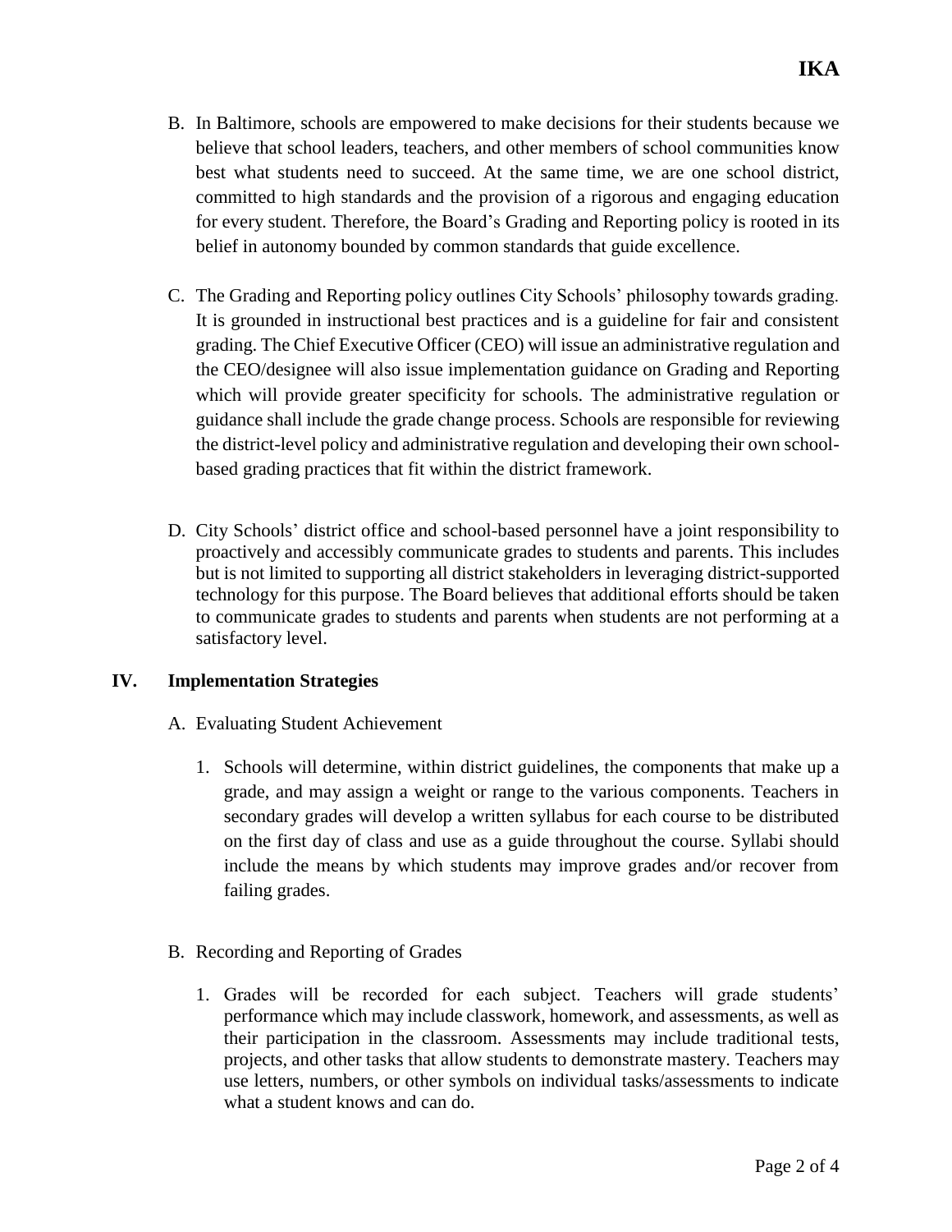B. In Baltimore, schools are empowered to make decisions for their students because we believe that school leaders, teachers, and other members of school communities know best what students need to succeed. At the same time, we are one school district, committed to high standards and the provision of a rigorous and engaging education for every student. Therefore, the Board's Grading and Reporting policy is rooted in its belief in autonomy bounded by common standards that guide excellence.

C. The Grading and Reporting policy outlines City Schools' philosophy towards grading. It is grounded in instructional best practices and is a guideline for fair and consistent grading. The Chief Executive Officer (CEO) will issue an administrative regulation and the CEO/designee will also issue implementation guidance on Grading and Reporting which will provide greater specificity for schools. The administrative regulation or guidance shall include the grade change process. Schools are responsible for reviewing the district-level policy and administrative regulation and developing their own school-based grading practices that fit within the district framework.

D. City Schools' district office and school-based personnel have a joint responsibility to proactively and accessibly communicate grades to students and parents. This includes but is not limited to supporting all district stakeholders in leveraging district-supported technology for this purpose. The Board believes that additional efforts should be taken to communicate grades to students and parents when students are not performing at a satisfactory level.

## IV. Implementation Strategies

A. Evaluating Student Achievement

1. Schools will determine, within district guidelines, the components that make up a grade, and may assign a weight or range to the various components. Teachers in secondary grades will develop a written syllabus for each course to be distributed on the first day of class and use as a guide throughout the course. Syllabi should include the means by which students may improve grades and/or recover from failing grades.

B. Recording and Reporting of Grades

1. Grades will be recorded for each subject. Teachers will grade students' performance which may include classwork, homework, and assessments, as well as their participation in the classroom. Assessments may include traditional tests, projects, and other tasks that allow students to demonstrate mastery. Teachers may use letters, numbers, or other symbols on individual tasks/assessments to indicate what a student knows and can do.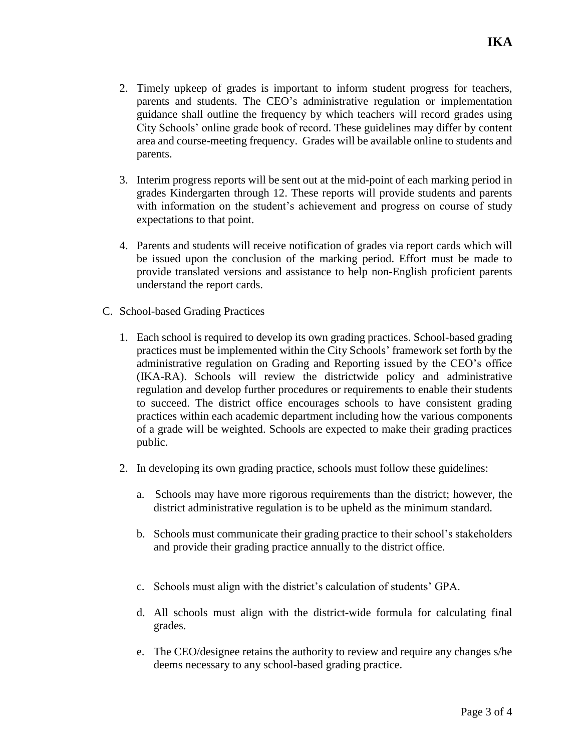2. Timely upkeep of grades is important to inform student progress for teachers, parents and students. The CEO's administrative regulation or implementation guidance shall outline the frequency by which teachers will record grades using City Schools' online grade book of record. These guidelines may differ by content area and course-meeting frequency. Grades will be available online to students and parents.

3. Interim progress reports will be sent out at the mid-point of each marking period in grades Kindergarten through 12. These reports will provide students and parents with information on the student's achievement and progress on course of study expectations to that point.

4. Parents and students will receive notification of grades via report cards which will be issued upon the conclusion of the marking period. Effort must be made to provide translated versions and assistance to help non-English proficient parents understand the report cards.

C. School-based Grading Practices

1. Each school is required to develop its own grading practices. School-based grading practices must be implemented within the City Schools' framework set forth by the administrative regulation on Grading and Reporting issued by the CEO's office (IKA-RA). Schools will review the districtwide policy and administrative regulation and develop further procedures or requirements to enable their students to succeed. The district office encourages schools to have consistent grading practices within each academic department including how the various components of a grade will be weighted. Schools are expected to make their grading practices public.

2. In developing its own grading practice, schools must follow these guidelines:

   a. Schools may have more rigorous requirements than the district; however, the district administrative regulation is to be upheld as the minimum standard.

   b. Schools must communicate their grading practice to their school's stakeholders and provide their grading practice annually to the district office.

   c. Schools must align with the district's calculation of students' GPA.

   d. All schools must align with the district-wide formula for calculating final grades.

   e. The CEO/designee retains the authority to review and require any changes s/he deems necessary to any school-based grading practice.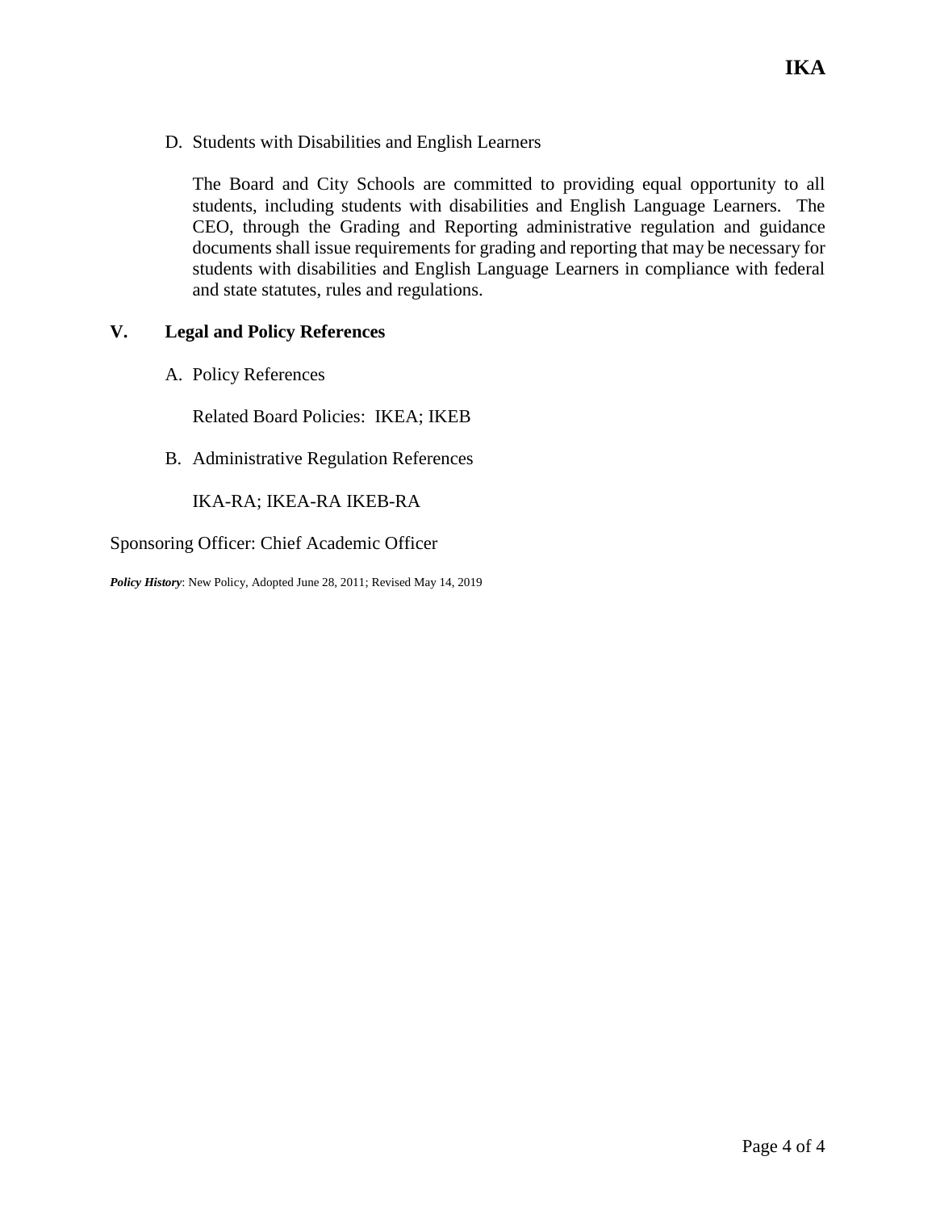D. Students with Disabilities and English Learners

The Board and City Schools are committed to providing equal opportunity to all students, including students with disabilities and English Language Learners. The CEO, through the Grading and Reporting administrative regulation and guidance documents shall issue requirements for grading and reporting that may be necessary for students with disabilities and English Language Learners in compliance with federal and state statutes, rules and regulations.

## V. Legal and Policy References

A. Policy References

Related Board Policies: IKEA; IKEB

B. Administrative Regulation References

IKA-RA; IKEA-RA IKEB-RA

Sponsoring Officer: Chief Academic Officer

***Policy History***: New Policy, Adopted June 28, 2011; Revised May 14, 2019